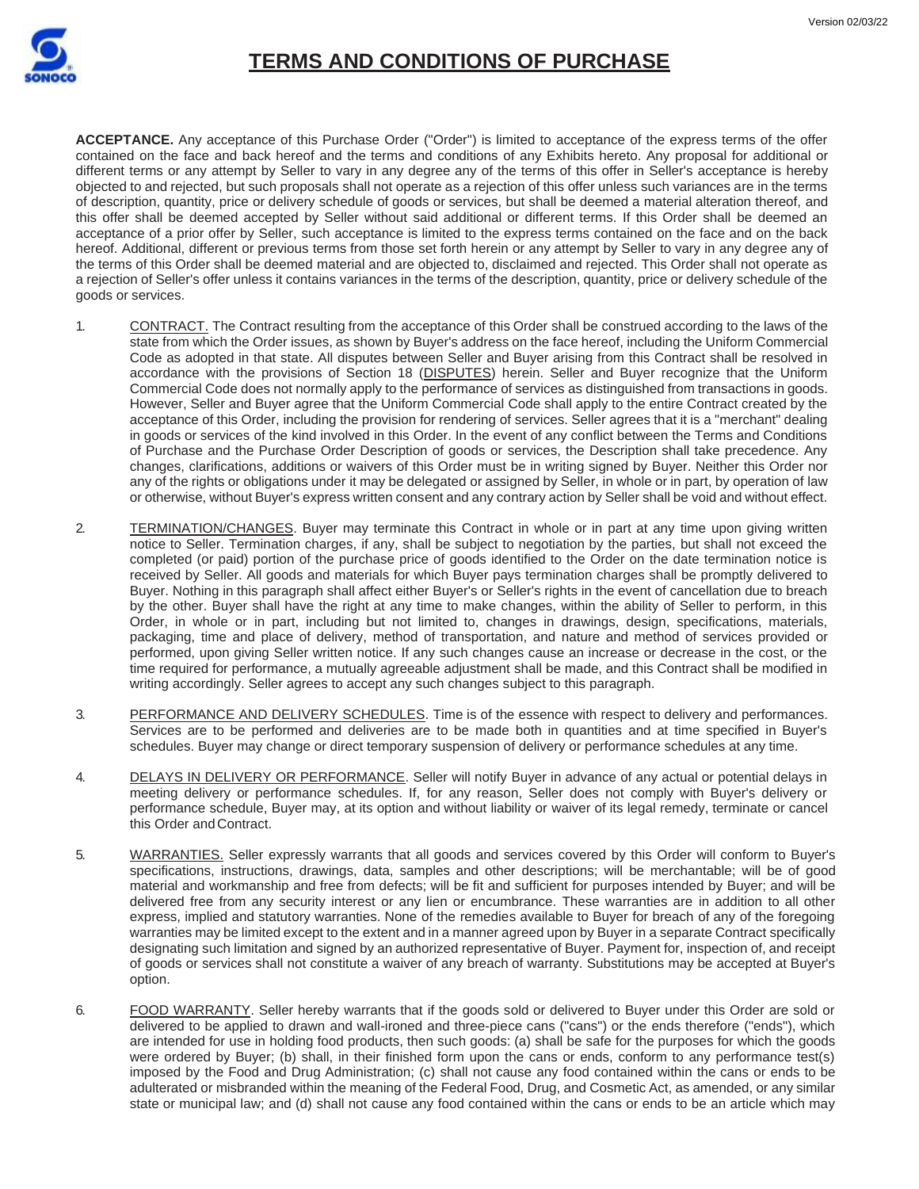# TERMS AND CONDITIONS OF PURCHASE

**ACCEPTANCE.** Any acceptance of this Purchase Order ("Order") is limited to acceptance of the express terms of the offer contained on the face and back hereof and the terms and conditions of any Exhibits hereto. Any proposal for additional or different terms or any attempt by Seller to vary in any degree any of the terms of this offer in Seller's acceptance is hereby objected to and rejected, but such proposals shall not operate as a rejection of this offer unless such variances are in the terms of description, quantity, price or delivery schedule of goods or services, but shall be deemed a material alteration thereof, and this offer shall be deemed accepted by Seller without said additional or different terms. If this Order shall be deemed an acceptance of a prior offer by Seller, such acceptance is limited to the express terms contained on the face and on the back hereof. Additional, different or previous terms from those set forth herein or any attempt by Seller to vary in any degree any of the terms of this Order shall be deemed material and are objected to, disclaimed and rejected. This Order shall not operate as a rejection of Seller's offer unless it contains variances in the terms of the description, quantity, price or delivery schedule of the goods or services.

1. CONTRACT. The Contract resulting from the acceptance of this Order shall be construed according to the laws of the state from which the Order issues, as shown by Buyer's address on the face hereof, including the Uniform Commercial Code as adopted in that state. All disputes between Seller and Buyer arising from this Contract shall be resolved in accordance with the provisions of Section 18 (DISPUTES) herein. Seller and Buyer recognize that the Uniform Commercial Code does not normally apply to the performance of services as distinguished from transactions in goods. However, Seller and Buyer agree that the Uniform Commercial Code shall apply to the entire Contract created by the acceptance of this Order, including the provision for rendering of services. Seller agrees that it is a "merchant" dealing in goods or services of the kind involved in this Order. In the event of any conflict between the Terms and Conditions of Purchase and the Purchase Order Description of goods or services, the Description shall take precedence. Any changes, clarifications, additions or waivers of this Order must be in writing signed by Buyer. Neither this Order nor any of the rights or obligations under it may be delegated or assigned by Seller, in whole or in part, by operation of law or otherwise, without Buyer's express written consent and any contrary action by Seller shall be void and without effect.

2. TERMINATION/CHANGES. Buyer may terminate this Contract in whole or in part at any time upon giving written notice to Seller. Termination charges, if any, shall be subject to negotiation by the parties, but shall not exceed the completed (or paid) portion of the purchase price of goods identified to the Order on the date termination notice is received by Seller. All goods and materials for which Buyer pays termination charges shall be promptly delivered to Buyer. Nothing in this paragraph shall affect either Buyer's or Seller's rights in the event of cancellation due to breach by the other. Buyer shall have the right at any time to make changes, within the ability of Seller to perform, in this Order, in whole or in part, including but not limited to, changes in drawings, design, specifications, materials, packaging, time and place of delivery, method of transportation, and nature and method of services provided or performed, upon giving Seller written notice. If any such changes cause an increase or decrease in the cost, or the time required for performance, a mutually agreeable adjustment shall be made, and this Contract shall be modified in writing accordingly. Seller agrees to accept any such changes subject to this paragraph.

3. PERFORMANCE AND DELIVERY SCHEDULES. Time is of the essence with respect to delivery and performances. Services are to be performed and deliveries are to be made both in quantities and at time specified in Buyer's schedules. Buyer may change or direct temporary suspension of delivery or performance schedules at any time.

4. DELAYS IN DELIVERY OR PERFORMANCE. Seller will notify Buyer in advance of any actual or potential delays in meeting delivery or performance schedules. If, for any reason, Seller does not comply with Buyer's delivery or performance schedule, Buyer may, at its option and without liability or waiver of its legal remedy, terminate or cancel this Order and Contract.

5. WARRANTIES. Seller expressly warrants that all goods and services covered by this Order will conform to Buyer's specifications, instructions, drawings, data, samples and other descriptions; will be merchantable; will be of good material and workmanship and free from defects; will be fit and sufficient for purposes intended by Buyer; and will be delivered free from any security interest or any lien or encumbrance. These warranties are in addition to all other express, implied and statutory warranties. None of the remedies available to Buyer for breach of any of the foregoing warranties may be limited except to the extent and in a manner agreed upon by Buyer in a separate Contract specifically designating such limitation and signed by an authorized representative of Buyer. Payment for, inspection of, and receipt of goods or services shall not constitute a waiver of any breach of warranty. Substitutions may be accepted at Buyer's option.

6. FOOD WARRANTY. Seller hereby warrants that if the goods sold or delivered to Buyer under this Order are sold or delivered to be applied to drawn and wall-ironed and three-piece cans ("cans") or the ends therefore ("ends"), which are intended for use in holding food products, then such goods: (a) shall be safe for the purposes for which the goods were ordered by Buyer; (b) shall, in their finished form upon the cans or ends, conform to any performance test(s) imposed by the Food and Drug Administration; (c) shall not cause any food contained within the cans or ends to be adulterated or misbranded within the meaning of the Federal Food, Drug, and Cosmetic Act, as amended, or any similar state or municipal law; and (d) shall not cause any food contained within the cans or ends to be an article which may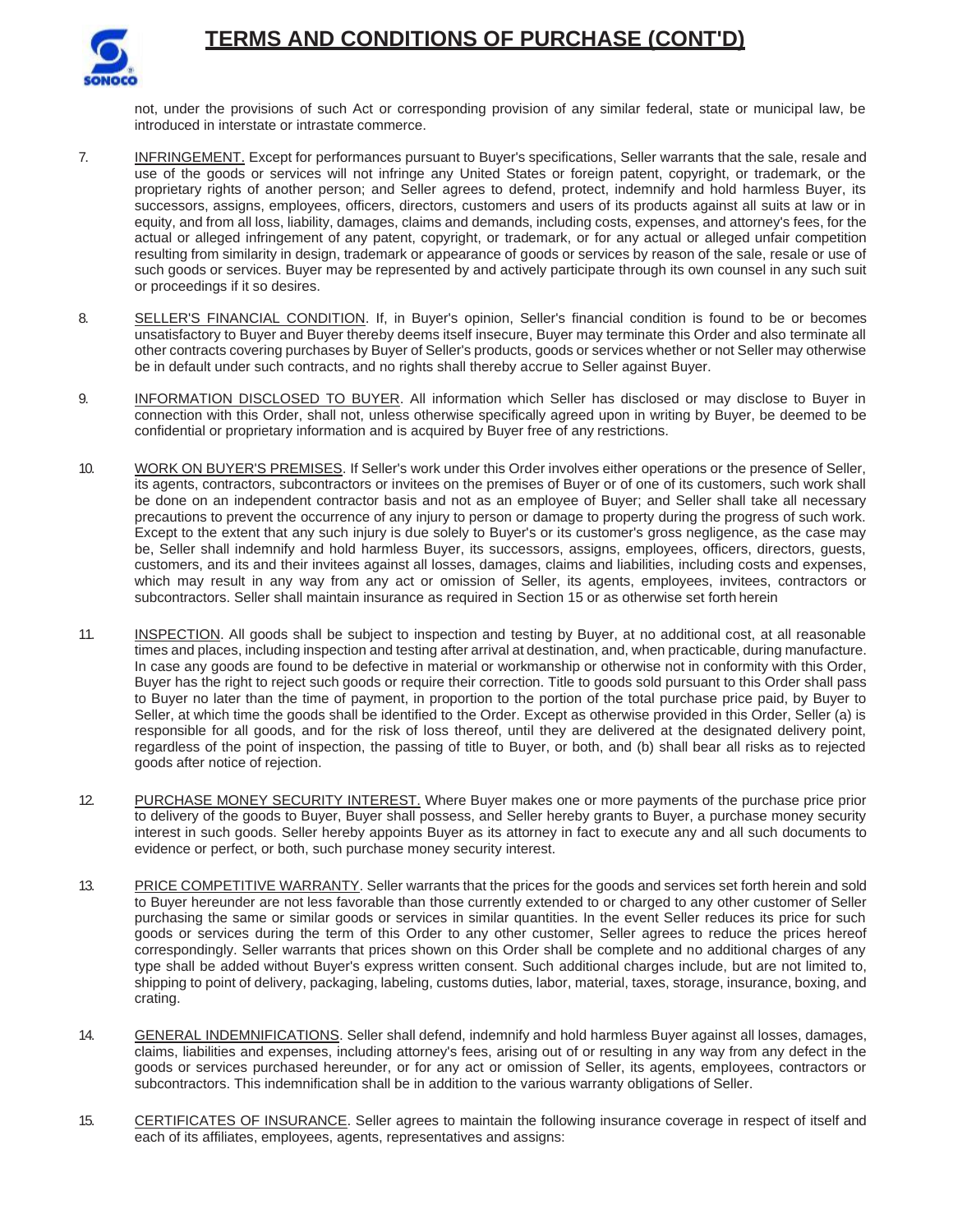not, under the provisions of such Act or corresponding provision of any similar federal, state or municipal law, be introduced in interstate or intrastate commerce.

7. INFRINGEMENT. Except for performances pursuant to Buyer's specifications, Seller warrants that the sale, resale and use of the goods or services will not infringe any United States or foreign patent, copyright, or trademark, or the proprietary rights of another person; and Seller agrees to defend, protect, indemnify and hold harmless Buyer, its successors, assigns, employees, officers, directors, customers and users of its products against all suits at law or in equity, and from all loss, liability, damages, claims and demands, including costs, expenses, and attorney's fees, for the actual or alleged infringement of any patent, copyright, or trademark, or for any actual or alleged unfair competition resulting from similarity in design, trademark or appearance of goods or services by reason of the sale, resale or use of such goods or services. Buyer may be represented by and actively participate through its own counsel in any such suit or proceedings if it so desires.

8. SELLER'S FINANCIAL CONDITION. If, in Buyer's opinion, Seller's financial condition is found to be or becomes unsatisfactory to Buyer and Buyer thereby deems itself insecure, Buyer may terminate this Order and also terminate all other contracts covering purchases by Buyer of Seller's products, goods or services whether or not Seller may otherwise be in default under such contracts, and no rights shall thereby accrue to Seller against Buyer.

9. INFORMATION DISCLOSED TO BUYER. All information which Seller has disclosed or may disclose to Buyer in connection with this Order, shall not, unless otherwise specifically agreed upon in writing by Buyer, be deemed to be confidential or proprietary information and is acquired by Buyer free of any restrictions.

10. WORK ON BUYER'S PREMISES. If Seller's work under this Order involves either operations or the presence of Seller, its agents, contractors, subcontractors or invitees on the premises of Buyer or of one of its customers, such work shall be done on an independent contractor basis and not as an employee of Buyer; and Seller shall take all necessary precautions to prevent the occurrence of any injury to person or damage to property during the progress of such work. Except to the extent that any such injury is due solely to Buyer's or its customer's gross negligence, as the case may be, Seller shall indemnify and hold harmless Buyer, its successors, assigns, employees, officers, directors, guests, customers, and its and their invitees against all losses, damages, claims and liabilities, including costs and expenses, which may result in any way from any act or omission of Seller, its agents, employees, invitees, contractors or subcontractors. Seller shall maintain insurance as required in Section 15 or as otherwise set forth herein

11. INSPECTION. All goods shall be subject to inspection and testing by Buyer, at no additional cost, at all reasonable times and places, including inspection and testing after arrival at destination, and, when practicable, during manufacture. In case any goods are found to be defective in material or workmanship or otherwise not in conformity with this Order, Buyer has the right to reject such goods or require their correction. Title to goods sold pursuant to this Order shall pass to Buyer no later than the time of payment, in proportion to the portion of the total purchase price paid, by Buyer to Seller, at which time the goods shall be identified to the Order. Except as otherwise provided in this Order, Seller (a) is responsible for all goods, and for the risk of loss thereof, until they are delivered at the designated delivery point, regardless of the point of inspection, the passing of title to Buyer, or both, and (b) shall bear all risks as to rejected goods after notice of rejection.

12. PURCHASE MONEY SECURITY INTEREST. Where Buyer makes one or more payments of the purchase price prior to delivery of the goods to Buyer, Buyer shall possess, and Seller hereby grants to Buyer, a purchase money security interest in such goods. Seller hereby appoints Buyer as its attorney in fact to execute any and all such documents to evidence or perfect, or both, such purchase money security interest.

13. PRICE COMPETITIVE WARRANTY. Seller warrants that the prices for the goods and services set forth herein and sold to Buyer hereunder are not less favorable than those currently extended to or charged to any other customer of Seller purchasing the same or similar goods or services in similar quantities. In the event Seller reduces its price for such goods or services during the term of this Order to any other customer, Seller agrees to reduce the prices hereof correspondingly. Seller warrants that prices shown on this Order shall be complete and no additional charges of any type shall be added without Buyer's express written consent. Such additional charges include, but are not limited to, shipping to point of delivery, packaging, labeling, customs duties, labor, material, taxes, storage, insurance, boxing, and crating.

14. GENERAL INDEMNIFICATIONS. Seller shall defend, indemnify and hold harmless Buyer against all losses, damages, claims, liabilities and expenses, including attorney's fees, arising out of or resulting in any way from any defect in the goods or services purchased hereunder, or for any act or omission of Seller, its agents, employees, contractors or subcontractors. This indemnification shall be in addition to the various warranty obligations of Seller.

15. CERTIFICATES OF INSURANCE. Seller agrees to maintain the following insurance coverage in respect of itself and each of its affiliates, employees, agents, representatives and assigns: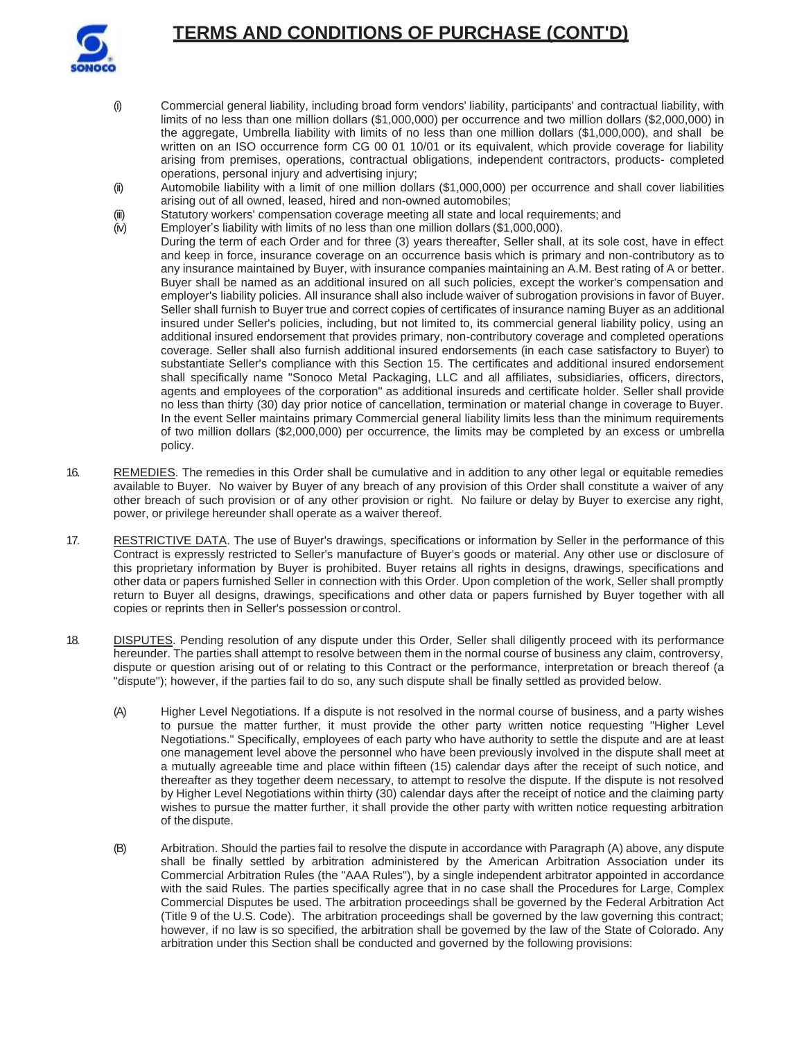# TERMS AND CONDITIONS OF PURCHASE (CONT'D)

(i) Commercial general liability, including broad form vendors' liability, participants' and contractual liability, with limits of no less than one million dollars ($1,000,000) per occurrence and two million dollars ($2,000,000) in the aggregate, Umbrella liability with limits of no less than one million dollars ($1,000,000), and shall be written on an ISO occurrence form CG 00 01 10/01 or its equivalent, which provide coverage for liability arising from premises, operations, contractual obligations, independent contractors, products- completed operations, personal injury and advertising injury;

(ii) Automobile liability with a limit of one million dollars ($1,000,000) per occurrence and shall cover liabilities arising out of all owned, leased, hired and non-owned automobiles;

(iii) Statutory workers' compensation coverage meeting all state and local requirements; and

(iv) Employer's liability with limits of no less than one million dollars ($1,000,000).

During the term of each Order and for three (3) years thereafter, Seller shall, at its sole cost, have in effect and keep in force, insurance coverage on an occurrence basis which is primary and non-contributory as to any insurance maintained by Buyer, with insurance companies maintaining an A.M. Best rating of A or better. Buyer shall be named as an additional insured on all such policies, except the worker's compensation and employer's liability policies. All insurance shall also include waiver of subrogation provisions in favor of Buyer. Seller shall furnish to Buyer true and correct copies of certificates of insurance naming Buyer as an additional insured under Seller's policies, including, but not limited to, its commercial general liability policy, using an additional insured endorsement that provides primary, non-contributory coverage and completed operations coverage. Seller shall also furnish additional insured endorsements (in each case satisfactory to Buyer) to substantiate Seller's compliance with this Section 15. The certificates and additional insured endorsement shall specifically name "Sonoco Metal Packaging, LLC and all affiliates, subsidiaries, officers, directors, agents and employees of the corporation" as additional insureds and certificate holder. Seller shall provide no less than thirty (30) day prior notice of cancellation, termination or material change in coverage to Buyer. In the event Seller maintains primary Commercial general liability limits less than the minimum requirements of two million dollars ($2,000,000) per occurrence, the limits may be completed by an excess or umbrella policy.

16. REMEDIES. The remedies in this Order shall be cumulative and in addition to any other legal or equitable remedies available to Buyer. No waiver by Buyer of any breach of any provision of this Order shall constitute a waiver of any other breach of such provision or of any other provision or right. No failure or delay by Buyer to exercise any right, power, or privilege hereunder shall operate as a waiver thereof.

17. RESTRICTIVE DATA. The use of Buyer's drawings, specifications or information by Seller in the performance of this Contract is expressly restricted to Seller's manufacture of Buyer's goods or material. Any other use or disclosure of this proprietary information by Buyer is prohibited. Buyer retains all rights in designs, drawings, specifications and other data or papers furnished Seller in connection with this Order. Upon completion of the work, Seller shall promptly return to Buyer all designs, drawings, specifications and other data or papers furnished by Buyer together with all copies or reprints then in Seller's possession or control.

18. DISPUTES. Pending resolution of any dispute under this Order, Seller shall diligently proceed with its performance hereunder. The parties shall attempt to resolve between them in the normal course of business any claim, controversy, dispute or question arising out of or relating to this Contract or the performance, interpretation or breach thereof (a "dispute"); however, if the parties fail to do so, any such dispute shall be finally settled as provided below.

(A) Higher Level Negotiations. If a dispute is not resolved in the normal course of business, and a party wishes to pursue the matter further, it must provide the other party written notice requesting "Higher Level Negotiations." Specifically, employees of each party who have authority to settle the dispute and are at least one management level above the personnel who have been previously involved in the dispute shall meet at a mutually agreeable time and place within fifteen (15) calendar days after the receipt of such notice, and thereafter as they together deem necessary, to attempt to resolve the dispute. If the dispute is not resolved by Higher Level Negotiations within thirty (30) calendar days after the receipt of notice and the claiming party wishes to pursue the matter further, it shall provide the other party with written notice requesting arbitration of the dispute.

(B) Arbitration. Should the parties fail to resolve the dispute in accordance with Paragraph (A) above, any dispute shall be finally settled by arbitration administered by the American Arbitration Association under its Commercial Arbitration Rules (the "AAA Rules"), by a single independent arbitrator appointed in accordance with the said Rules. The parties specifically agree that in no case shall the Procedures for Large, Complex Commercial Disputes be used. The arbitration proceedings shall be governed by the Federal Arbitration Act (Title 9 of the U.S. Code). The arbitration proceedings shall be governed by the law governing this contract; however, if no law is so specified, the arbitration shall be governed by the law of the State of Colorado. Any arbitration under this Section shall be conducted and governed by the following provisions: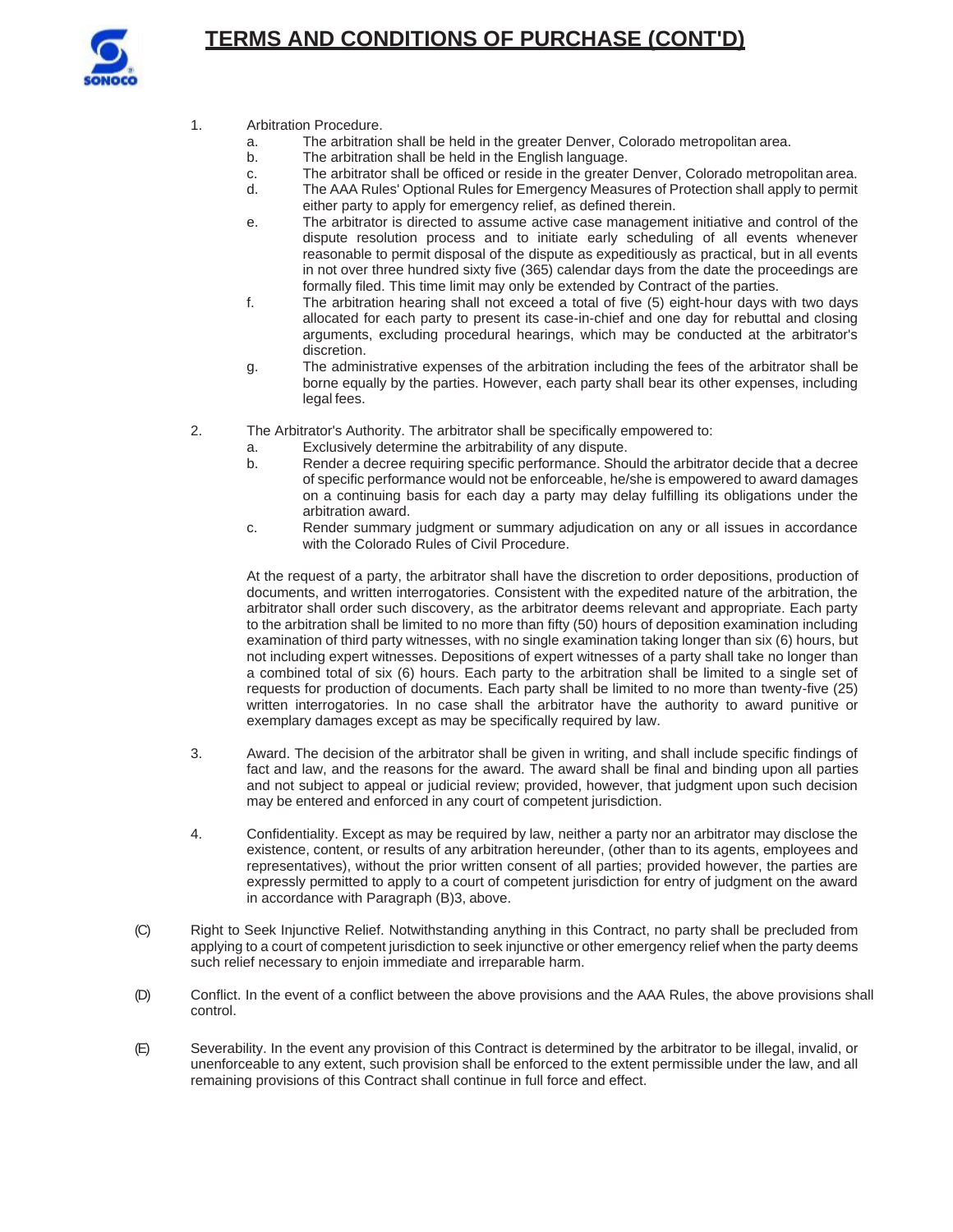# TERMS AND CONDITIONS OF PURCHASE (CONT'D)

1. Arbitration Procedure.
   a. The arbitration shall be held in the greater Denver, Colorado metropolitan area.
   b. The arbitration shall be held in the English language.
   c. The arbitrator shall be officed or reside in the greater Denver, Colorado metropolitan area.
   d. The AAA Rules' Optional Rules for Emergency Measures of Protection shall apply to permit either party to apply for emergency relief, as defined therein.
   e. The arbitrator is directed to assume active case management initiative and control of the dispute resolution process and to initiate early scheduling of all events whenever reasonable to permit disposal of the dispute as expeditiously as practical, but in all events in not over three hundred sixty five (365) calendar days from the date the proceedings are formally filed. This time limit may only be extended by Contract of the parties.
   f. The arbitration hearing shall not exceed a total of five (5) eight-hour days with two days allocated for each party to present its case-in-chief and one day for rebuttal and closing arguments, excluding procedural hearings, which may be conducted at the arbitrator's discretion.
   g. The administrative expenses of the arbitration including the fees of the arbitrator shall be borne equally by the parties. However, each party shall bear its other expenses, including legal fees.

2. The Arbitrator's Authority. The arbitrator shall be specifically empowered to:
   a. Exclusively determine the arbitrability of any dispute.
   b. Render a decree requiring specific performance. Should the arbitrator decide that a decree of specific performance would not be enforceable, he/she is empowered to award damages on a continuing basis for each day a party may delay fulfilling its obligations under the arbitration award.
   c. Render summary judgment or summary adjudication on any or all issues in accordance with the Colorado Rules of Civil Procedure.

   At the request of a party, the arbitrator shall have the discretion to order depositions, production of documents, and written interrogatories. Consistent with the expedited nature of the arbitration, the arbitrator shall order such discovery, as the arbitrator deems relevant and appropriate. Each party to the arbitration shall be limited to no more than fifty (50) hours of deposition examination including examination of third party witnesses, with no single examination taking longer than six (6) hours, but not including expert witnesses. Depositions of expert witnesses of a party shall take no longer than a combined total of six (6) hours. Each party to the arbitration shall be limited to a single set of requests for production of documents. Each party shall be limited to no more than twenty-five (25) written interrogatories. In no case shall the arbitrator have the authority to award punitive or exemplary damages except as may be specifically required by law.

3. Award. The decision of the arbitrator shall be given in writing, and shall include specific findings of fact and law, and the reasons for the award. The award shall be final and binding upon all parties and not subject to appeal or judicial review; provided, however, that judgment upon such decision may be entered and enforced in any court of competent jurisdiction.

4. Confidentiality. Except as may be required by law, neither a party nor an arbitrator may disclose the existence, content, or results of any arbitration hereunder, (other than to its agents, employees and representatives), without the prior written consent of all parties; provided however, the parties are expressly permitted to apply to a court of competent jurisdiction for entry of judgment on the award in accordance with Paragraph (B)3, above.

(C) Right to Seek Injunctive Relief. Notwithstanding anything in this Contract, no party shall be precluded from applying to a court of competent jurisdiction to seek injunctive or other emergency relief when the party deems such relief necessary to enjoin immediate and irreparable harm.

(D) Conflict. In the event of a conflict between the above provisions and the AAA Rules, the above provisions shall control.

(E) Severability. In the event any provision of this Contract is determined by the arbitrator to be illegal, invalid, or unenforceable to any extent, such provision shall be enforced to the extent permissible under the law, and all remaining provisions of this Contract shall continue in full force and effect.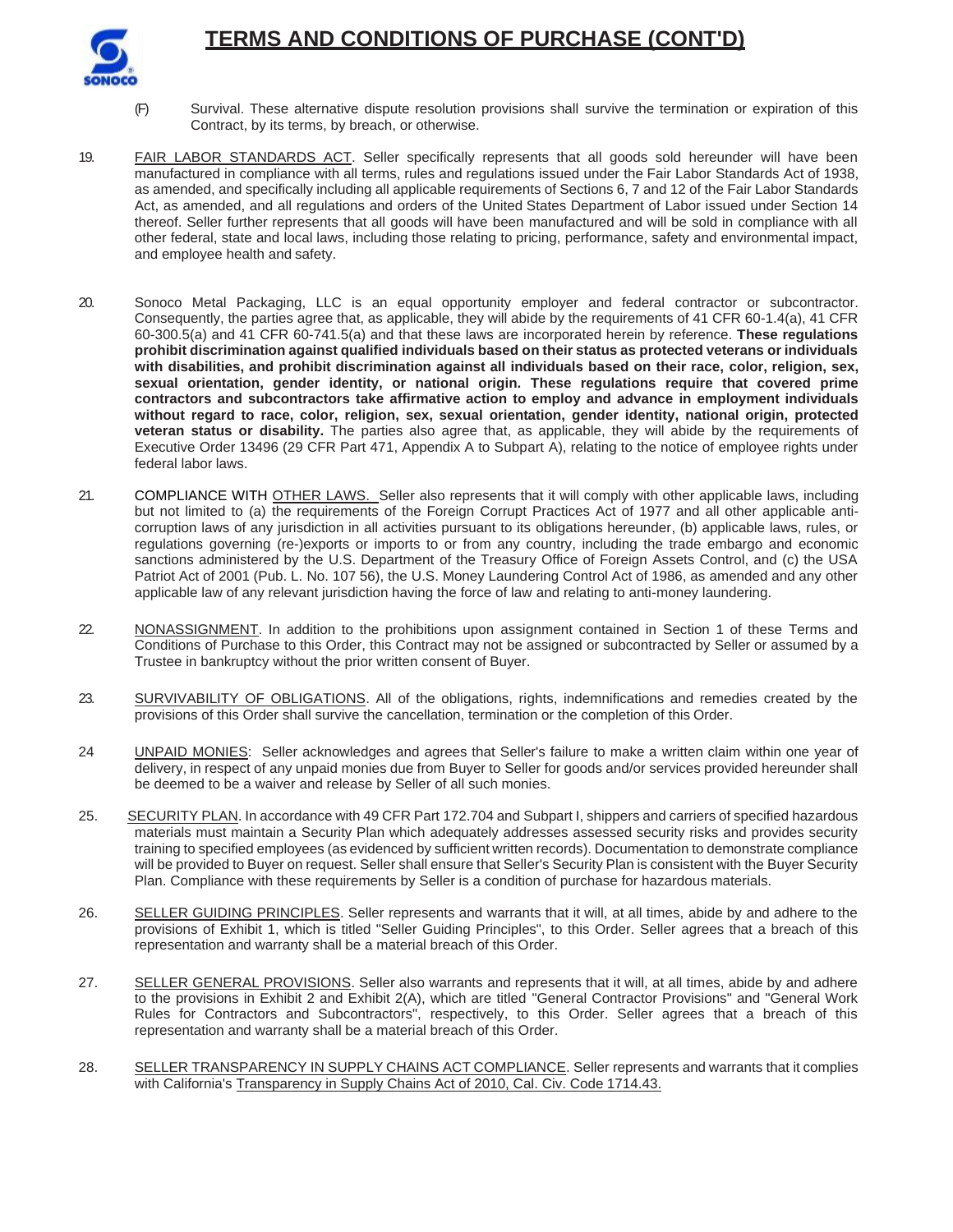# TERMS AND CONDITIONS OF PURCHASE (CONT'D)

(F) Survival. These alternative dispute resolution provisions shall survive the termination or expiration of this Contract, by its terms, by breach, or otherwise.

19. FAIR LABOR STANDARDS ACT. Seller specifically represents that all goods sold hereunder will have been manufactured in compliance with all terms, rules and regulations issued under the Fair Labor Standards Act of 1938, as amended, and specifically including all applicable requirements of Sections 6, 7 and 12 of the Fair Labor Standards Act, as amended, and all regulations and orders of the United States Department of Labor issued under Section 14 thereof. Seller further represents that all goods will have been manufactured and will be sold in compliance with all other federal, state and local laws, including those relating to pricing, performance, safety and environmental impact, and employee health and safety.

20. Sonoco Metal Packaging, LLC is an equal opportunity employer and federal contractor or subcontractor. Consequently, the parties agree that, as applicable, they will abide by the requirements of 41 CFR 60-1.4(a), 41 CFR 60-300.5(a) and 41 CFR 60-741.5(a) and that these laws are incorporated herein by reference. **These regulations prohibit discrimination against qualified individuals based on their status as protected veterans or individuals with disabilities, and prohibit discrimination against all individuals based on their race, color, religion, sex, sexual orientation, gender identity, or national origin. These regulations require that covered prime contractors and subcontractors take affirmative action to employ and advance in employment individuals without regard to race, color, religion, sex, sexual orientation, gender identity, national origin, protected veteran status or disability.** The parties also agree that, as applicable, they will abide by the requirements of Executive Order 13496 (29 CFR Part 471, Appendix A to Subpart A), relating to the notice of employee rights under federal labor laws.

21. COMPLIANCE WITH OTHER LAWS. Seller also represents that it will comply with other applicable laws, including but not limited to (a) the requirements of the Foreign Corrupt Practices Act of 1977 and all other applicable anti-corruption laws of any jurisdiction in all activities pursuant to its obligations hereunder, (b) applicable laws, rules, or regulations governing (re-)exports or imports to or from any country, including the trade embargo and economic sanctions administered by the U.S. Department of the Treasury Office of Foreign Assets Control, and (c) the USA Patriot Act of 2001 (Pub. L. No. 107 56), the U.S. Money Laundering Control Act of 1986, as amended and any other applicable law of any relevant jurisdiction having the force of law and relating to anti-money laundering.

22. NONASSIGNMENT. In addition to the prohibitions upon assignment contained in Section 1 of these Terms and Conditions of Purchase to this Order, this Contract may not be assigned or subcontracted by Seller or assumed by a Trustee in bankruptcy without the prior written consent of Buyer.

23. SURVIVABILITY OF OBLIGATIONS. All of the obligations, rights, indemnifications and remedies created by the provisions of this Order shall survive the cancellation, termination or the completion of this Order.

24 UNPAID MONIES: Seller acknowledges and agrees that Seller's failure to make a written claim within one year of delivery, in respect of any unpaid monies due from Buyer to Seller for goods and/or services provided hereunder shall be deemed to be a waiver and release by Seller of all such monies.

25. SECURITY PLAN. In accordance with 49 CFR Part 172.704 and Subpart I, shippers and carriers of specified hazardous materials must maintain a Security Plan which adequately addresses assessed security risks and provides security training to specified employees (as evidenced by sufficient written records). Documentation to demonstrate compliance will be provided to Buyer on request. Seller shall ensure that Seller's Security Plan is consistent with the Buyer Security Plan. Compliance with these requirements by Seller is a condition of purchase for hazardous materials.

26. SELLER GUIDING PRINCIPLES. Seller represents and warrants that it will, at all times, abide by and adhere to the provisions of Exhibit 1, which is titled "Seller Guiding Principles", to this Order. Seller agrees that a breach of this representation and warranty shall be a material breach of this Order.

27. SELLER GENERAL PROVISIONS. Seller also warrants and represents that it will, at all times, abide by and adhere to the provisions in Exhibit 2 and Exhibit 2(A), which are titled "General Contractor Provisions" and "General Work Rules for Contractors and Subcontractors", respectively, to this Order. Seller agrees that a breach of this representation and warranty shall be a material breach of this Order.

28. SELLER TRANSPARENCY IN SUPPLY CHAINS ACT COMPLIANCE. Seller represents and warrants that it complies with California's Transparency in Supply Chains Act of 2010, Cal. Civ. Code 1714.43.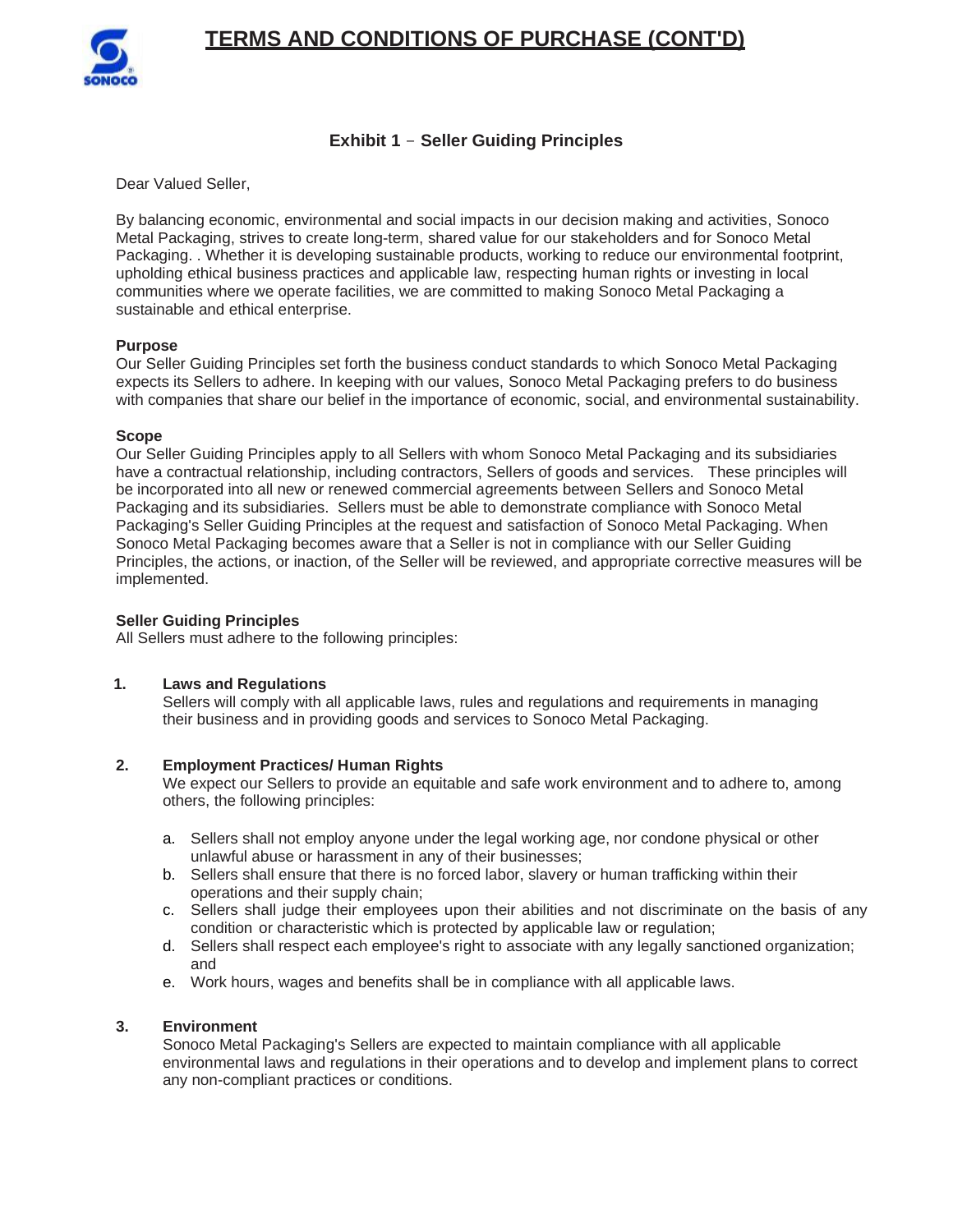# TERMS AND CONDITIONS OF PURCHASE (CONT'D)

## Exhibit 1 – Seller Guiding Principles

Dear Valued Seller,

By balancing economic, environmental and social impacts in our decision making and activities, Sonoco Metal Packaging, strives to create long-term, shared value for our stakeholders and for Sonoco Metal Packaging. . Whether it is developing sustainable products, working to reduce our environmental footprint, upholding ethical business practices and applicable law, respecting human rights or investing in local communities where we operate facilities, we are committed to making Sonoco Metal Packaging a sustainable and ethical enterprise.

**Purpose**
Our Seller Guiding Principles set forth the business conduct standards to which Sonoco Metal Packaging expects its Sellers to adhere. In keeping with our values, Sonoco Metal Packaging prefers to do business with companies that share our belief in the importance of economic, social, and environmental sustainability.

**Scope**
Our Seller Guiding Principles apply to all Sellers with whom Sonoco Metal Packaging and its subsidiaries have a contractual relationship, including contractors, Sellers of goods and services. These principles will be incorporated into all new or renewed commercial agreements between Sellers and Sonoco Metal Packaging and its subsidiaries. Sellers must be able to demonstrate compliance with Sonoco Metal Packaging's Seller Guiding Principles at the request and satisfaction of Sonoco Metal Packaging. When Sonoco Metal Packaging becomes aware that a Seller is not in compliance with our Seller Guiding Principles, the actions, or inaction, of the Seller will be reviewed, and appropriate corrective measures will be implemented.

**Seller Guiding Principles**
All Sellers must adhere to the following principles:

1. **Laws and Regulations**
   Sellers will comply with all applicable laws, rules and regulations and requirements in managing their business and in providing goods and services to Sonoco Metal Packaging.

2. **Employment Practices/ Human Rights**
   We expect our Sellers to provide an equitable and safe work environment and to adhere to, among others, the following principles:

   a. Sellers shall not employ anyone under the legal working age, nor condone physical or other unlawful abuse or harassment in any of their businesses;
   b. Sellers shall ensure that there is no forced labor, slavery or human trafficking within their operations and their supply chain;
   c. Sellers shall judge their employees upon their abilities and not discriminate on the basis of any condition or characteristic which is protected by applicable law or regulation;
   d. Sellers shall respect each employee's right to associate with any legally sanctioned organization; and
   e. Work hours, wages and benefits shall be in compliance with all applicable laws.

3. **Environment**
   Sonoco Metal Packaging's Sellers are expected to maintain compliance with all applicable environmental laws and regulations in their operations and to develop and implement plans to correct any non-compliant practices or conditions.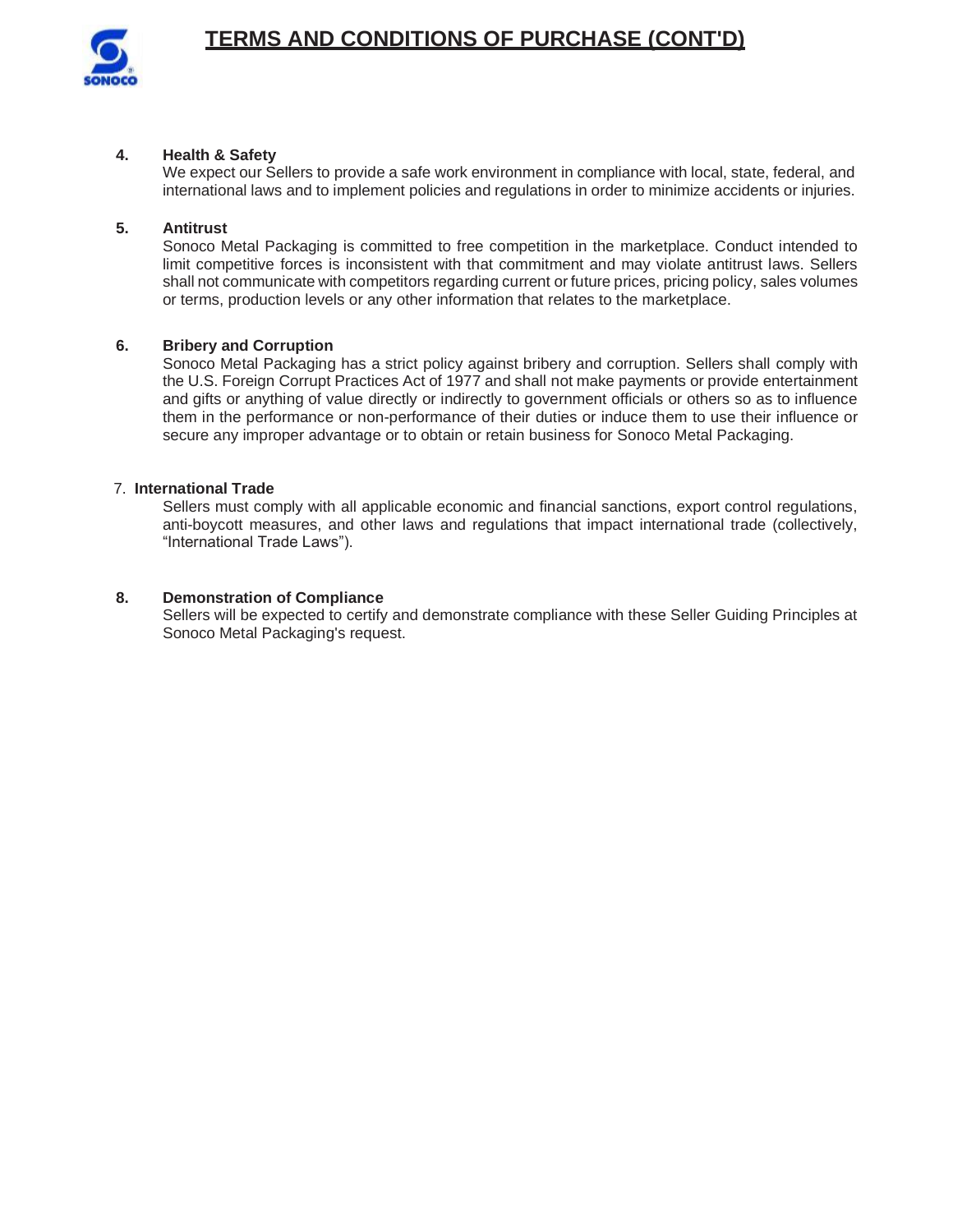# TERMS AND CONDITIONS OF PURCHASE (CONT'D)

**4. Health & Safety**

We expect our Sellers to provide a safe work environment in compliance with local, state, federal, and international laws and to implement policies and regulations in order to minimize accidents or injuries.

**5. Antitrust**

Sonoco Metal Packaging is committed to free competition in the marketplace. Conduct intended to limit competitive forces is inconsistent with that commitment and may violate antitrust laws. Sellers shall not communicate with competitors regarding current or future prices, pricing policy, sales volumes or terms, production levels or any other information that relates to the marketplace.

**6. Bribery and Corruption**

Sonoco Metal Packaging has a strict policy against bribery and corruption. Sellers shall comply with the U.S. Foreign Corrupt Practices Act of 1977 and shall not make payments or provide entertainment and gifts or anything of value directly or indirectly to government officials or others so as to influence them in the performance or non-performance of their duties or induce them to use their influence or secure any improper advantage or to obtain or retain business for Sonoco Metal Packaging.

7. **International Trade**

Sellers must comply with all applicable economic and financial sanctions, export control regulations, anti-boycott measures, and other laws and regulations that impact international trade (collectively, “International Trade Laws”).

**8. Demonstration of Compliance**

Sellers will be expected to certify and demonstrate compliance with these Seller Guiding Principles at Sonoco Metal Packaging's request.